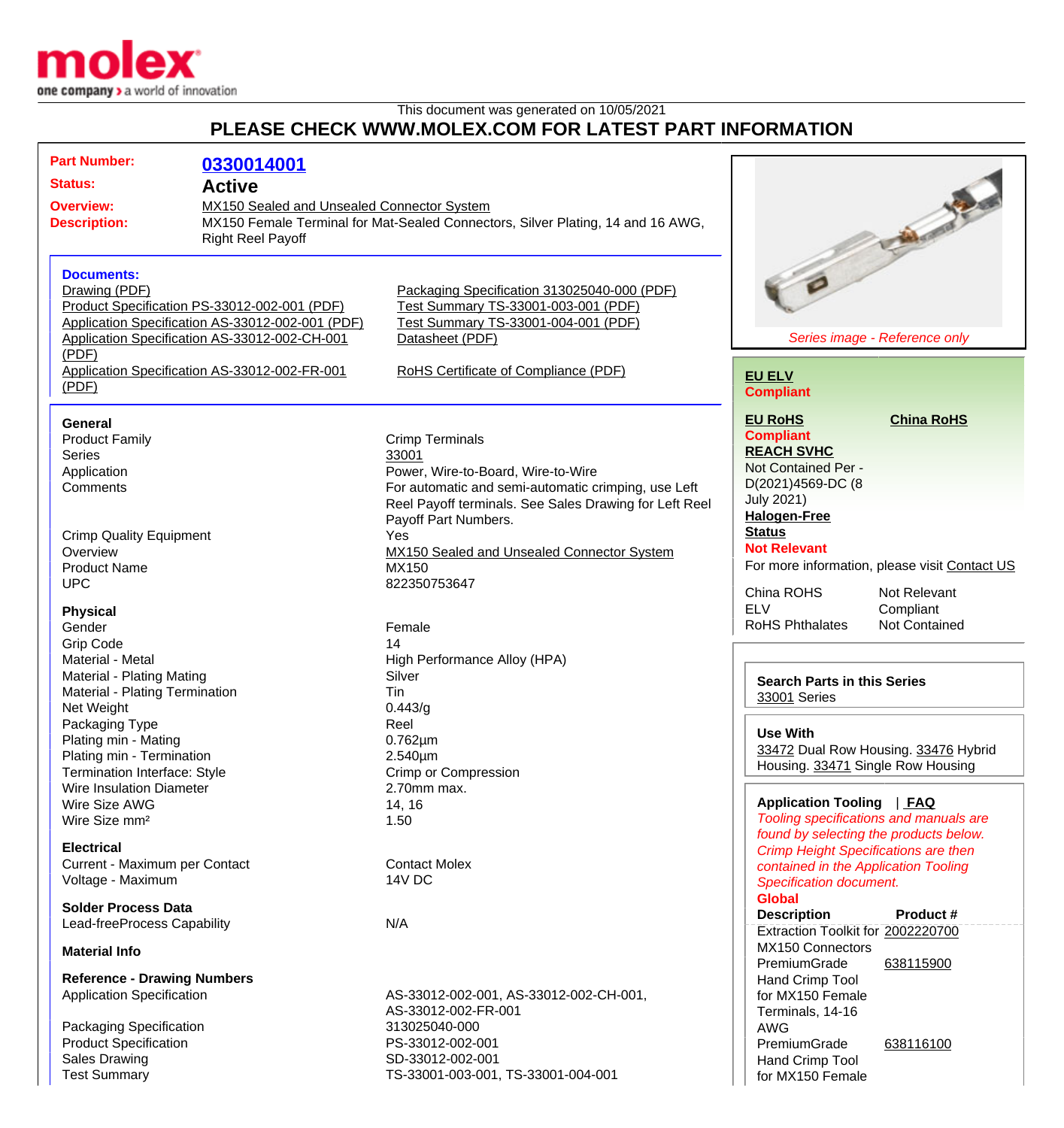This document was generated on 10/05/2021

**PLEASE CHECK WWW.MOLEX.COM FOR LATEST PART INFORMATION**

| | |
|---|---|
| **Part Number:** | **0330014001** |
| **Status:** | **Active** |
| **Overview:** | MX150 Sealed and Unsealed Connector System |
| **Description:** | MX150 Female Terminal for Mat-Sealed Connectors, Silver Plating, 14 and 16 AWG, Right Reel Payoff |

**Documents:**

- Drawing (PDF)
- Product Specification PS-33012-002-001 (PDF)
- Application Specification AS-33012-002-001 (PDF)
- Application Specification AS-33012-002-CH-001 (PDF)
- Application Specification AS-33012-002-FR-001 (PDF)
- Packaging Specification 313025040-000 (PDF)
- Test Summary TS-33001-003-001 (PDF)
- Test Summary TS-33001-004-001 (PDF)
- Datasheet (PDF)
- RoHS Certificate of Compliance (PDF)

*Series image - Reference only*

**EU ELV**
**Compliant**

**EU RoHS** | **China RoHS**
**Compliant**

**REACH SVHC**
Not Contained Per - D(2021)4569-DC (8 July 2021)

**Halogen-Free Status**
**Not Relevant**

For more information, please visit Contact US

| | |
|---|---|
| China ROHS | Not Relevant |
| ELV | Compliant |
| RoHS Phthalates | Not Contained |

**General**

| | |
|---|---|
| Product Family | Crimp Terminals |
| Series | 33001 |
| Application | Power, Wire-to-Board, Wire-to-Wire |
| Comments | For automatic and semi-automatic crimping, use Left Reel Payoff terminals. See Sales Drawing for Left Reel Payoff Part Numbers. |
| Crimp Quality Equipment | Yes |
| Overview | MX150 Sealed and Unsealed Connector System |
| Product Name | MX150 |
| UPC | 822350753647 |

**Physical**

| | |
|---|---|
| Gender | Female |
| Grip Code | 14 |
| Material - Metal | High Performance Alloy (HPA) |
| Material - Plating Mating | Silver |
| Material - Plating Termination | Tin |
| Net Weight | 0.443/g |
| Packaging Type | Reel |
| Plating min - Mating | 0.762µm |
| Plating min - Termination | 2.540µm |
| Termination Interface: Style | Crimp or Compression |
| Wire Insulation Diameter | 2.70mm max. |
| Wire Size AWG | 14, 16 |
| Wire Size mm² | 1.50 |

**Electrical**

| | |
|---|---|
| Current - Maximum per Contact | Contact Molex |
| Voltage - Maximum | 14V DC |

**Solder Process Data**

| | |
|---|---|
| Lead-freeProcess Capability | N/A |

**Material Info**

**Reference - Drawing Numbers**

| | |
|---|---|
| Application Specification | AS-33012-002-001, AS-33012-002-CH-001, AS-33012-002-FR-001 |
| Packaging Specification | 313025040-000 |
| Product Specification | PS-33012-002-001 |
| Sales Drawing | SD-33012-002-001 |
| Test Summary | TS-33001-003-001, TS-33001-004-001 |

**Search Parts in this Series**
33001 Series

**Use With**
33472 Dual Row Housing. 33476 Hybrid Housing. 33471 Single Row Housing

**Application Tooling** | **FAQ**

*Tooling specifications and manuals are found by selecting the products below. Crimp Height Specifications are then contained in the Application Tooling Specification document.*

**Global**

| Description | Product # |
|---|---|
| Extraction Toolkit for MX150 Connectors | 2002220700 |
| PremiumGrade Hand Crimp Tool for MX150 Female Terminals, 14-16 AWG | 638115900 |
| PremiumGrade Hand Crimp Tool for MX150 Female | 638116100 |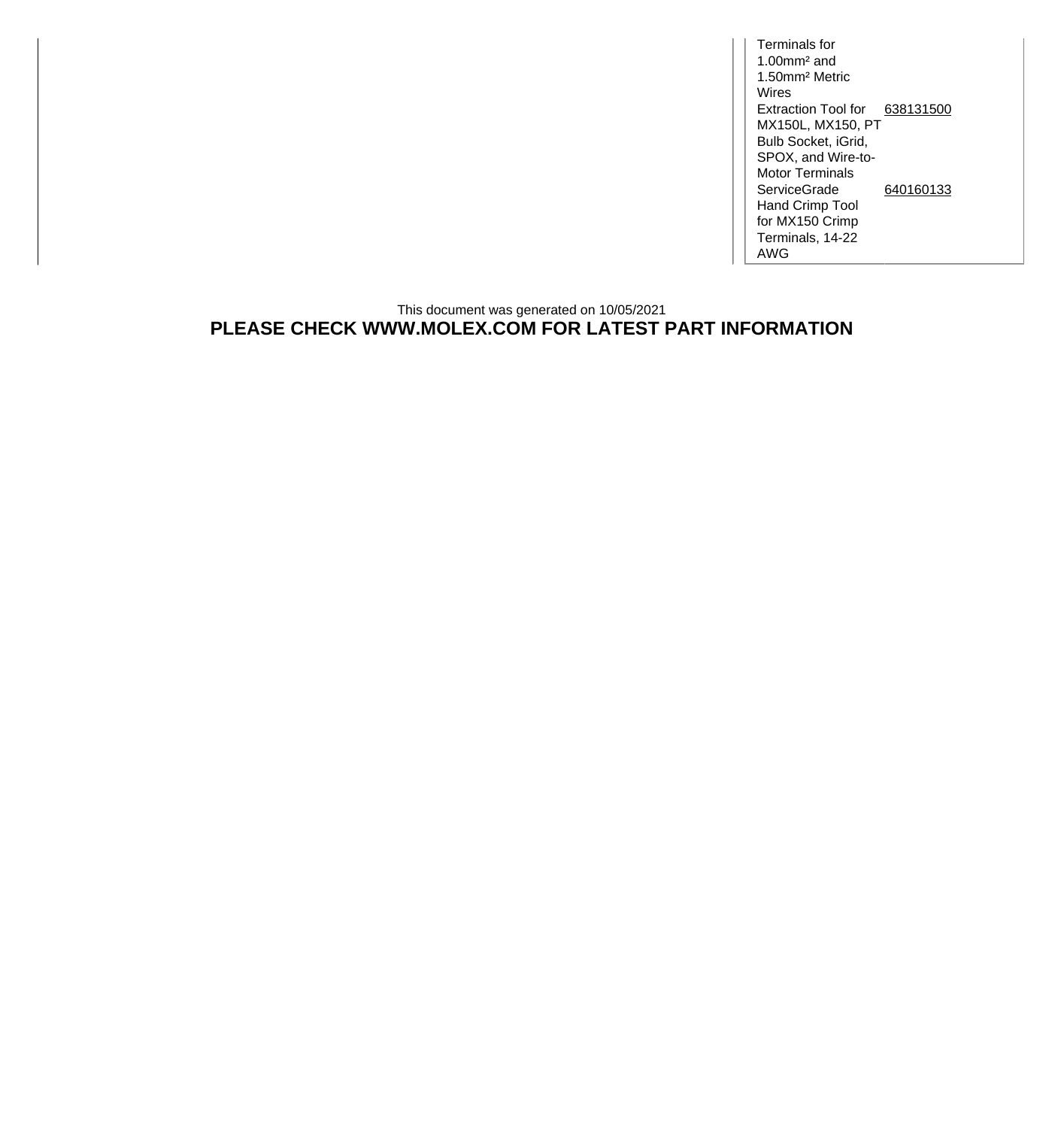| | |
|---|---|
| Terminals for 1.00mm² and 1.50mm² Metric Wires | |
| Extraction Tool for MX150L, MX150, PT Bulb Socket, iGrid, SPOX, and Wire-to-Motor Terminals | 638131500 |
| ServiceGrade Hand Crimp Tool for MX150 Crimp Terminals, 14-22 AWG | 640160133 |

This document was generated on 10/05/2021

**PLEASE CHECK WWW.MOLEX.COM FOR LATEST PART INFORMATION**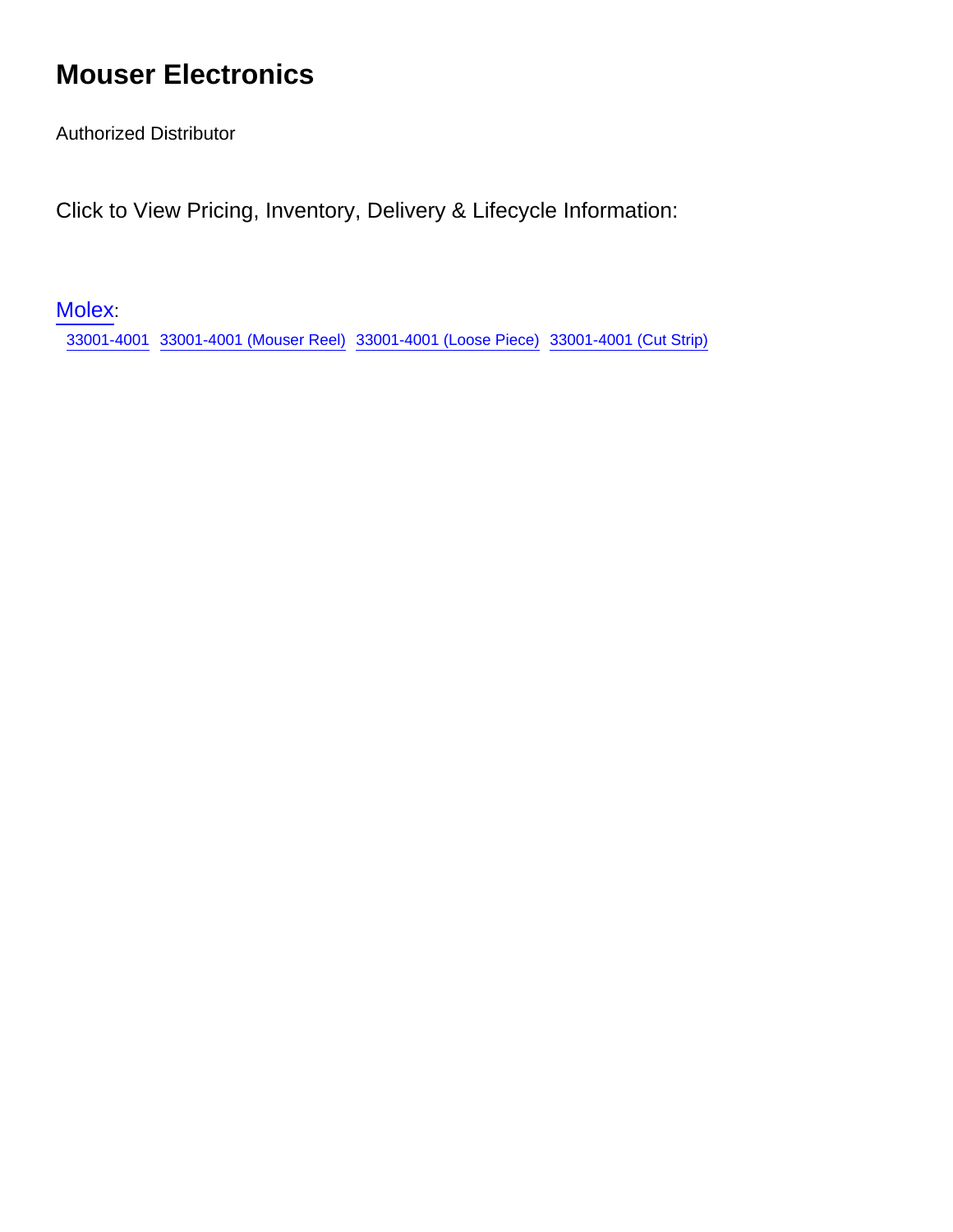# Mouser Electronics

Authorized Distributor

Click to View Pricing, Inventory, Delivery & Lifecycle Information:

Molex:

33001-4001 33001-4001 (Mouser Reel) 33001-4001 (Loose Piece) 33001-4001 (Cut Strip)